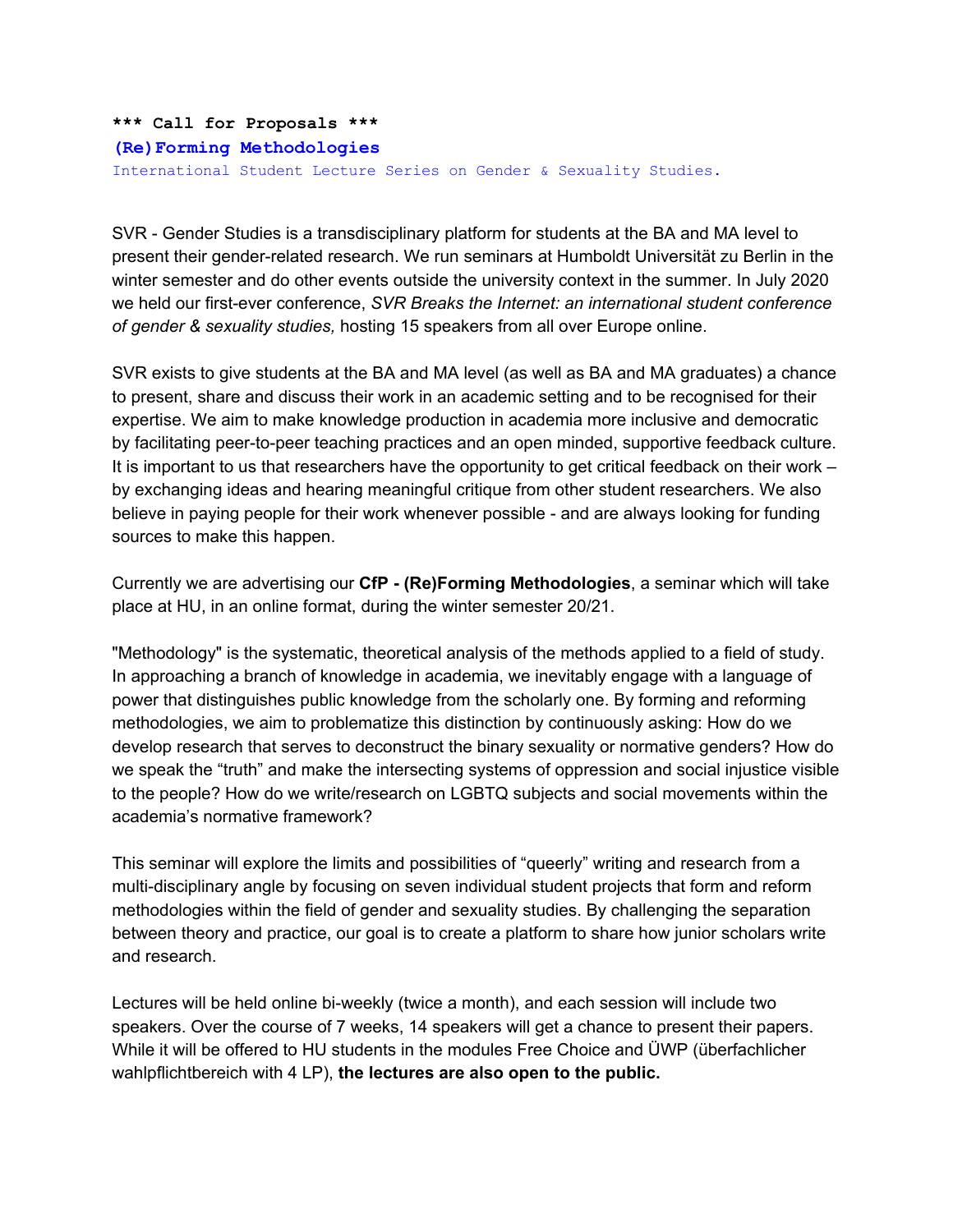**\*\*\* Call for Proposals \*\*\***

**(Re)Forming Methodologies**

International Student Lecture Series on Gender & Sexuality Studies.

SVR - Gender Studies is a transdisciplinary platform for students at the BA and MA level to present their gender-related research. We run seminars at Humboldt Universität zu Berlin in the winter semester and do other events outside the university context in the summer. In July 2020 we held our first-ever conference, *SVR Breaks the Internet: an international student conference of gender & sexuality studies,* hosting 15 speakers from all over Europe online.

SVR exists to give students at the BA and MA level (as well as BA and MA graduates) a chance to present, share and discuss their work in an academic setting and to be recognised for their expertise. We aim to make knowledge production in academia more inclusive and democratic by facilitating peer-to-peer teaching practices and an open minded, supportive feedback culture. It is important to us that researchers have the opportunity to get critical feedback on their work – by exchanging ideas and hearing meaningful critique from other student researchers. We also believe in paying people for their work whenever possible - and are always looking for funding sources to make this happen.

Currently we are advertising our **CfP - (Re)Forming Methodologies**, a seminar which will take place at HU, in an online format, during the winter semester 20/21.

"Methodology" is the systematic, theoretical analysis of the methods applied to a field of study. In approaching a branch of knowledge in academia, we inevitably engage with a language of power that distinguishes public knowledge from the scholarly one. By forming and reforming methodologies, we aim to problematize this distinction by continuously asking: How do we develop research that serves to deconstruct the binary sexuality or normative genders? How do we speak the "truth" and make the intersecting systems of oppression and social injustice visible to the people? How do we write/research on LGBTQ subjects and social movements within the academia's normative framework?

This seminar will explore the limits and possibilities of "queerly" writing and research from a multi-disciplinary angle by focusing on seven individual student projects that form and reform methodologies within the field of gender and sexuality studies. By challenging the separation between theory and practice, our goal is to create a platform to share how junior scholars write and research.

Lectures will be held online bi-weekly (twice a month), and each session will include two speakers. Over the course of 7 weeks, 14 speakers will get a chance to present their papers. While it will be offered to HU students in the modules Free Choice and ÜWP (überfachlicher wahlpflichtbereich with 4 LP), **the lectures are also open to the public.**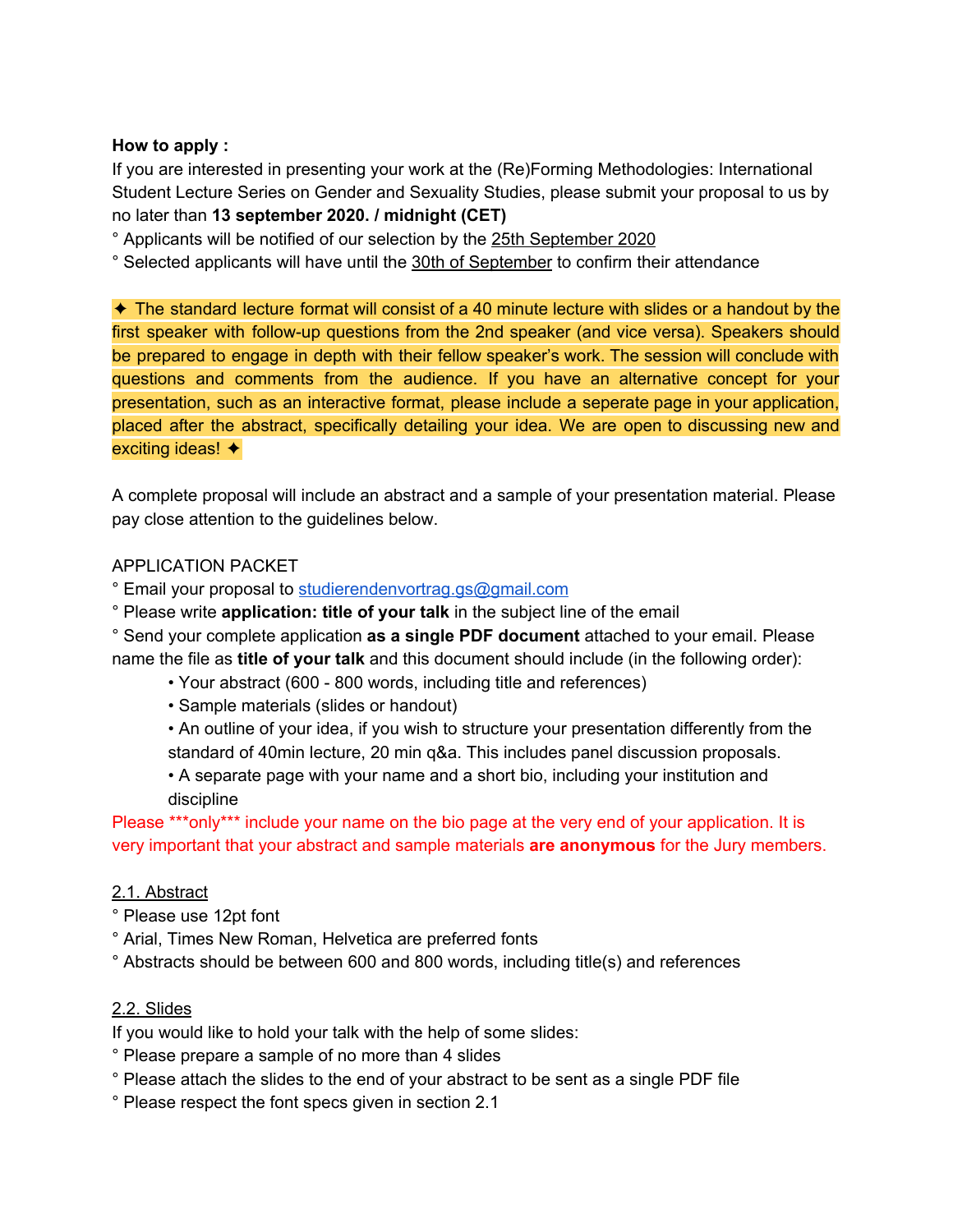**How to apply :**

If you are interested in presenting your work at the (Re)Forming Methodologies: International Student Lecture Series on Gender and Sexuality Studies, please submit your proposal to us by no later than **13 september 2020. / midnight (CET)**

° Applicants will be notified of our selection by the 25th September 2020

° Selected applicants will have until the 30th of September to confirm their attendance

✦ The standard lecture format will consist of a 40 minute lecture with slides or a handout by the first speaker with follow-up questions from the 2nd speaker (and vice versa). Speakers should be prepared to engage in depth with their fellow speaker's work. The session will conclude with questions and comments from the audience. If you have an alternative concept for your presentation, such as an interactive format, please include a seperate page in your application, placed after the abstract, specifically detailing your idea. We are open to discussing new and exciting ideas! ✦

A complete proposal will include an abstract and a sample of your presentation material. Please pay close attention to the guidelines below.

APPLICATION PACKET

° Email your proposal to studierendenvortrag.gs@gmail.com

° Please write **application: title of your talk** in the subject line of the email

° Send your complete application **as a single PDF document** attached to your email. Please name the file as **title of your talk** and this document should include (in the following order):

- Your abstract (600 - 800 words, including title and references)
- Sample materials (slides or handout)
- An outline of your idea, if you wish to structure your presentation differently from the standard of 40min lecture, 20 min q&a. This includes panel discussion proposals.
- A separate page with your name and a short bio, including your institution and discipline

Please ***only*** include your name on the bio page at the very end of your application. It is very important that your abstract and sample materials **are anonymous** for the Jury members.

2.1. Abstract

° Please use 12pt font

° Arial, Times New Roman, Helvetica are preferred fonts

° Abstracts should be between 600 and 800 words, including title(s) and references

2.2. Slides

If you would like to hold your talk with the help of some slides:

° Please prepare a sample of no more than 4 slides

° Please attach the slides to the end of your abstract to be sent as a single PDF file

° Please respect the font specs given in section 2.1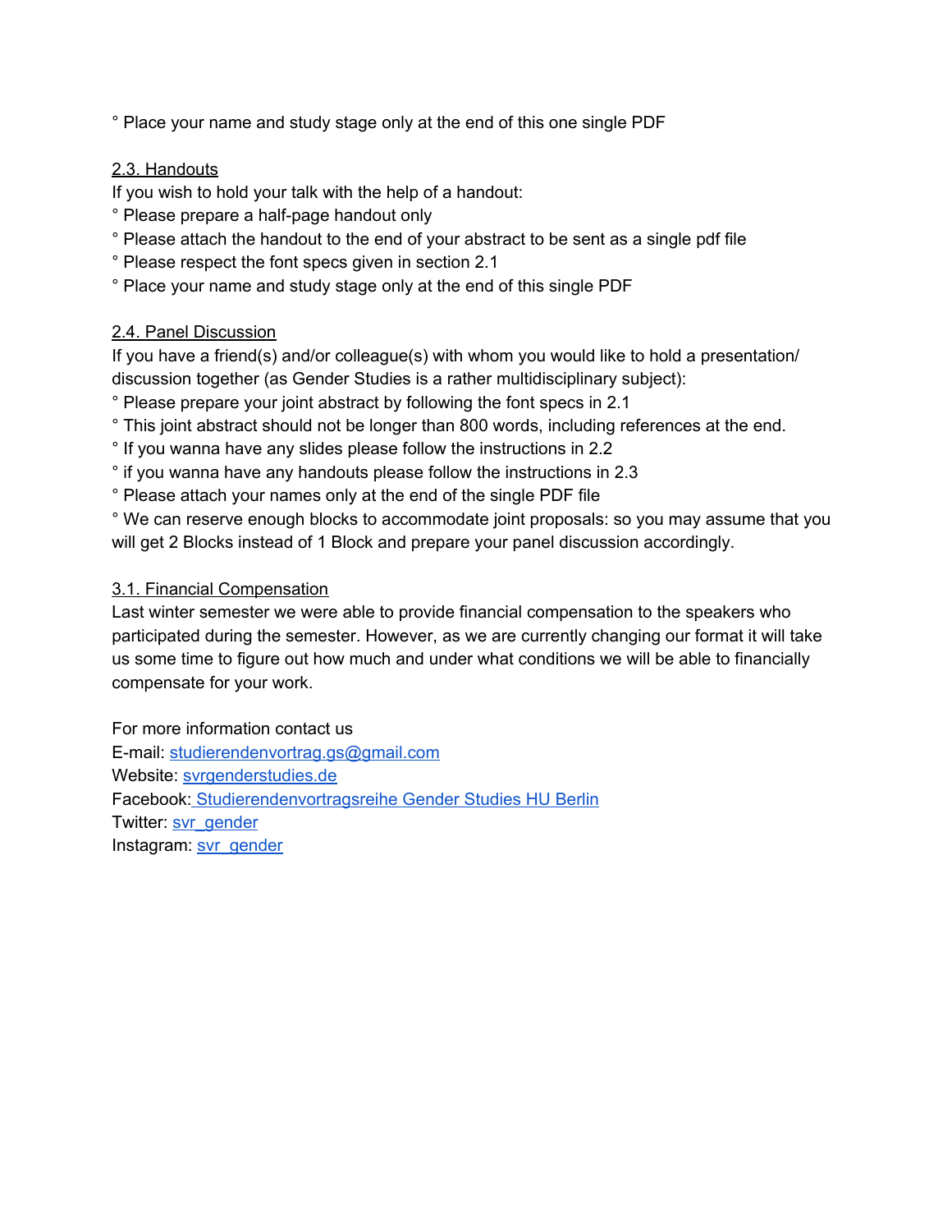° Place your name and study stage only at the end of this one single PDF

## 2.3. Handouts

If you wish to hold your talk with the help of a handout:

° Please prepare a half-page handout only

° Please attach the handout to the end of your abstract to be sent as a single pdf file

° Please respect the font specs given in section 2.1

° Place your name and study stage only at the end of this single PDF

## 2.4. Panel Discussion

If you have a friend(s) and/or colleague(s) with whom you would like to hold a presentation/ discussion together (as Gender Studies is a rather multidisciplinary subject):

° Please prepare your joint abstract by following the font specs in 2.1

° This joint abstract should not be longer than 800 words, including references at the end.

° If you wanna have any slides please follow the instructions in 2.2

° if you wanna have any handouts please follow the instructions in 2.3

° Please attach your names only at the end of the single PDF file

° We can reserve enough blocks to accommodate joint proposals: so you may assume that you will get 2 Blocks instead of 1 Block and prepare your panel discussion accordingly.

## 3.1. Financial Compensation

Last winter semester we were able to provide financial compensation to the speakers who participated during the semester. However, as we are currently changing our format it will take us some time to figure out how much and under what conditions we will be able to financially compensate for your work.

For more information contact us

E-mail: studierendenvortrag.gs@gmail.com

Website: svrgenderstudies.de

Facebook: Studierendenvortragsreihe Gender Studies HU Berlin

Twitter: svr_gender

Instagram: svr_gender